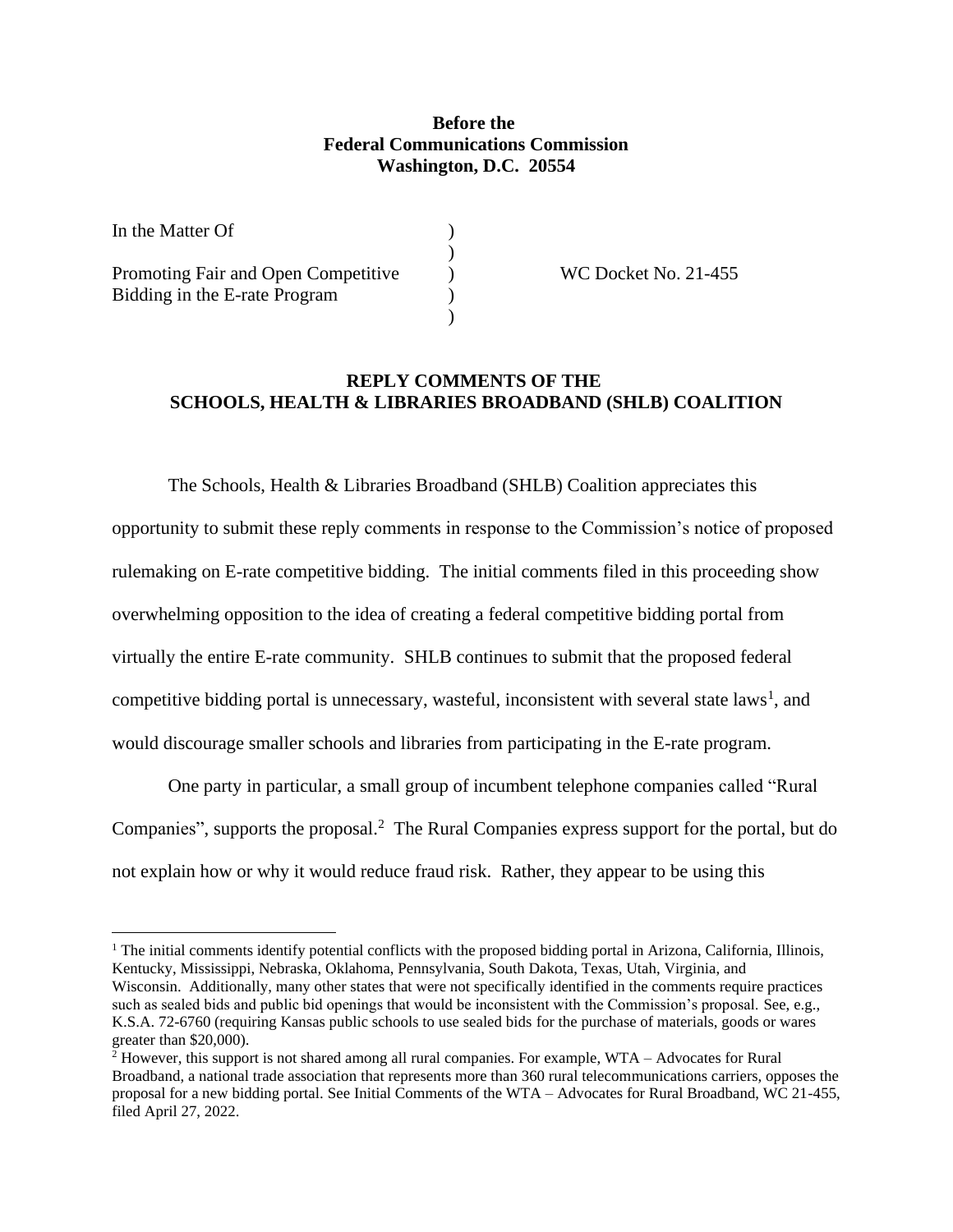**Before the**
**Federal Communications Commission**
**Washington, D.C. 20554**

| | | |
|---|---|---|
| In the Matter Of | ) | |
| | ) | |
| Promoting Fair and Open Competitive | ) | WC Docket No. 21-455 |
| Bidding in the E-rate Program | ) | |
| | ) | |

**REPLY COMMENTS OF THE**
**SCHOOLS, HEALTH & LIBRARIES BROADBAND (SHLB) COALITION**

The Schools, Health & Libraries Broadband (SHLB) Coalition appreciates this opportunity to submit these reply comments in response to the Commission's notice of proposed rulemaking on E-rate competitive bidding. The initial comments filed in this proceeding show overwhelming opposition to the idea of creating a federal competitive bidding portal from virtually the entire E-rate community. SHLB continues to submit that the proposed federal competitive bidding portal is unnecessary, wasteful, inconsistent with several state laws[1], and would discourage smaller schools and libraries from participating in the E-rate program.

One party in particular, a small group of incumbent telephone companies called "Rural Companies", supports the proposal.[2] The Rural Companies express support for the portal, but do not explain how or why it would reduce fraud risk. Rather, they appear to be using this

---

[1] The initial comments identify potential conflicts with the proposed bidding portal in Arizona, California, Illinois, Kentucky, Mississippi, Nebraska, Oklahoma, Pennsylvania, South Dakota, Texas, Utah, Virginia, and Wisconsin. Additionally, many other states that were not specifically identified in the comments require practices such as sealed bids and public bid openings that would be inconsistent with the Commission's proposal. See, e.g., K.S.A. 72-6760 (requiring Kansas public schools to use sealed bids for the purchase of materials, goods or wares greater than $20,000).

[2] However, this support is not shared among all rural companies. For example, WTA – Advocates for Rural Broadband, a national trade association that represents more than 360 rural telecommunications carriers, opposes the proposal for a new bidding portal. See Initial Comments of the WTA – Advocates for Rural Broadband, WC 21-455, filed April 27, 2022.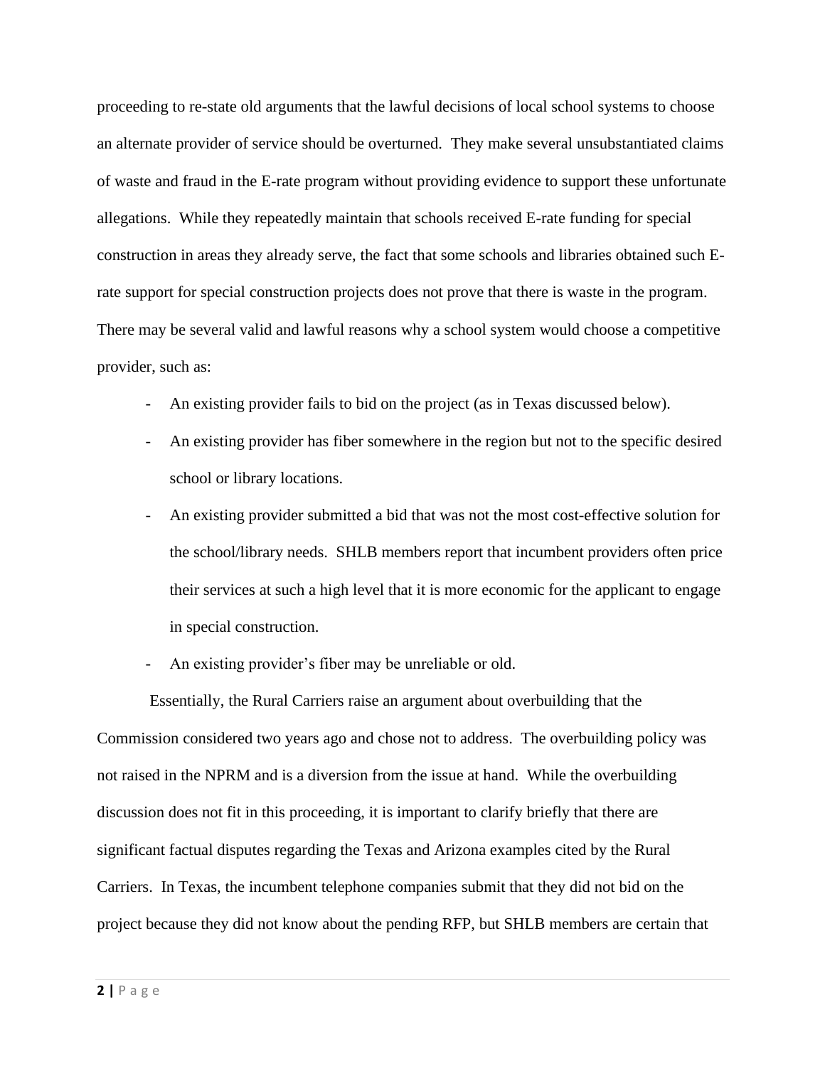proceeding to re-state old arguments that the lawful decisions of local school systems to choose an alternate provider of service should be overturned. They make several unsubstantiated claims of waste and fraud in the E-rate program without providing evidence to support these unfortunate allegations. While they repeatedly maintain that schools received E-rate funding for special construction in areas they already serve, the fact that some schools and libraries obtained such E-rate support for special construction projects does not prove that there is waste in the program. There may be several valid and lawful reasons why a school system would choose a competitive provider, such as:

- An existing provider fails to bid on the project (as in Texas discussed below).
- An existing provider has fiber somewhere in the region but not to the specific desired school or library locations.
- An existing provider submitted a bid that was not the most cost-effective solution for the school/library needs. SHLB members report that incumbent providers often price their services at such a high level that it is more economic for the applicant to engage in special construction.
- An existing provider's fiber may be unreliable or old.

Essentially, the Rural Carriers raise an argument about overbuilding that the Commission considered two years ago and chose not to address. The overbuilding policy was not raised in the NPRM and is a diversion from the issue at hand. While the overbuilding discussion does not fit in this proceeding, it is important to clarify briefly that there are significant factual disputes regarding the Texas and Arizona examples cited by the Rural Carriers. In Texas, the incumbent telephone companies submit that they did not bid on the project because they did not know about the pending RFP, but SHLB members are certain that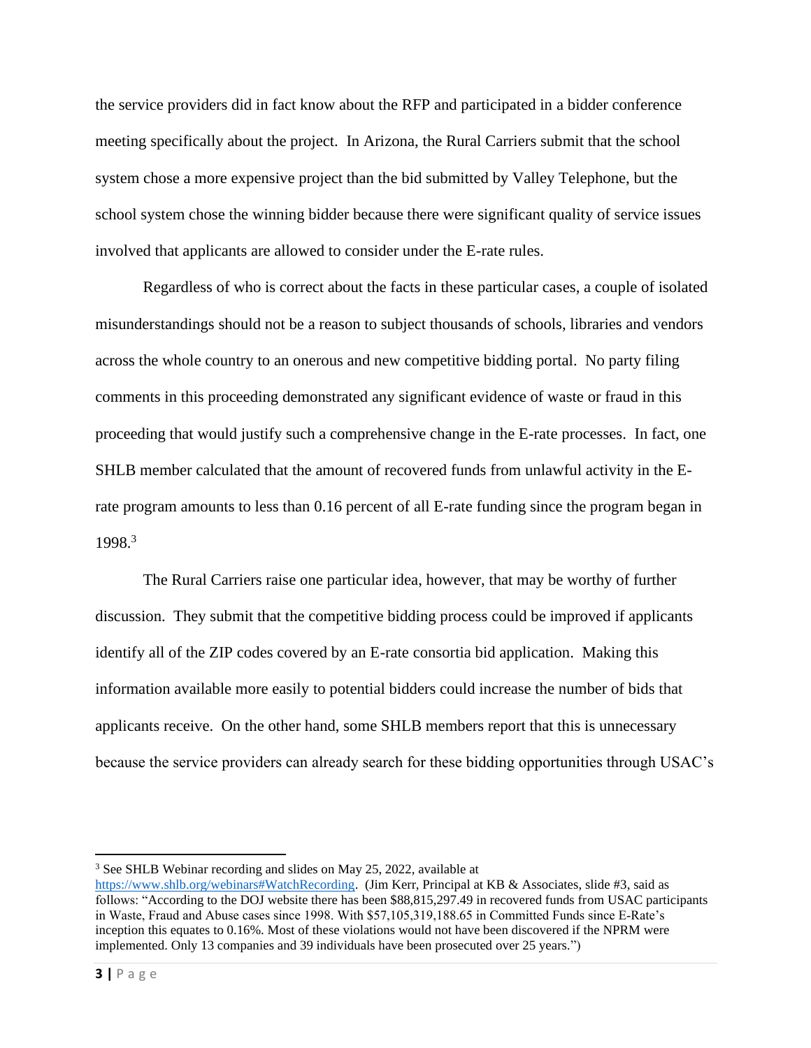the service providers did in fact know about the RFP and participated in a bidder conference meeting specifically about the project. In Arizona, the Rural Carriers submit that the school system chose a more expensive project than the bid submitted by Valley Telephone, but the school system chose the winning bidder because there were significant quality of service issues involved that applicants are allowed to consider under the E-rate rules.

Regardless of who is correct about the facts in these particular cases, a couple of isolated misunderstandings should not be a reason to subject thousands of schools, libraries and vendors across the whole country to an onerous and new competitive bidding portal. No party filing comments in this proceeding demonstrated any significant evidence of waste or fraud in this proceeding that would justify such a comprehensive change in the E-rate processes. In fact, one SHLB member calculated that the amount of recovered funds from unlawful activity in the E-rate program amounts to less than 0.16 percent of all E-rate funding since the program began in 1998.[3]

The Rural Carriers raise one particular idea, however, that may be worthy of further discussion. They submit that the competitive bidding process could be improved if applicants identify all of the ZIP codes covered by an E-rate consortia bid application. Making this information available more easily to potential bidders could increase the number of bids that applicants receive. On the other hand, some SHLB members report that this is unnecessary because the service providers can already search for these bidding opportunities through USAC's

---

[3] See SHLB Webinar recording and slides on May 25, 2022, available at https://www.shlb.org/webinars#WatchRecording. (Jim Kerr, Principal at KB & Associates, slide #3, said as follows: "According to the DOJ website there has been $88,815,297.49 in recovered funds from USAC participants in Waste, Fraud and Abuse cases since 1998. With $57,105,319,188.65 in Committed Funds since E-Rate's inception this equates to 0.16%. Most of these violations would not have been discovered if the NPRM were implemented. Only 13 companies and 39 individuals have been prosecuted over 25 years.")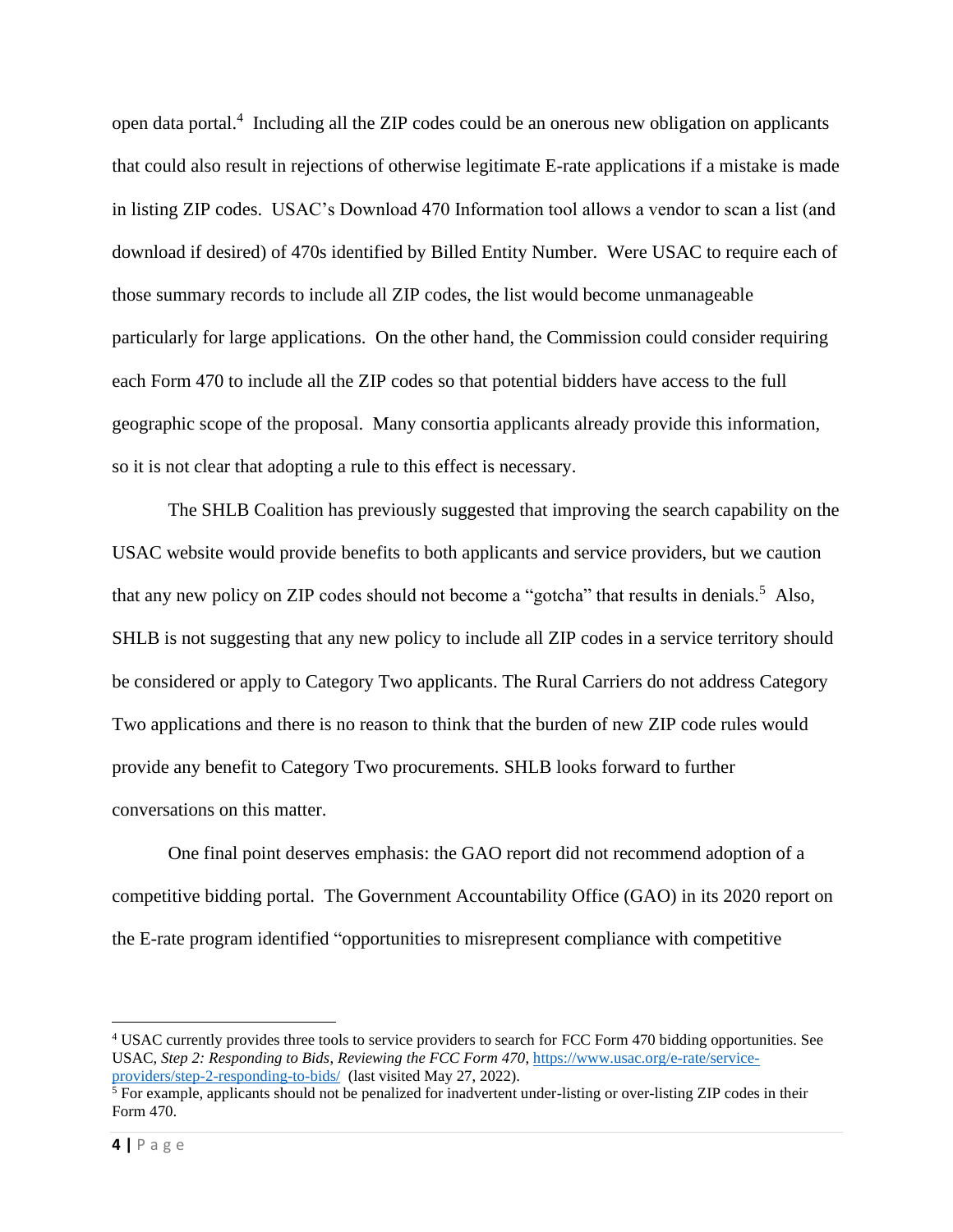open data portal.[4] Including all the ZIP codes could be an onerous new obligation on applicants that could also result in rejections of otherwise legitimate E-rate applications if a mistake is made in listing ZIP codes. USAC's Download 470 Information tool allows a vendor to scan a list (and download if desired) of 470s identified by Billed Entity Number. Were USAC to require each of those summary records to include all ZIP codes, the list would become unmanageable particularly for large applications. On the other hand, the Commission could consider requiring each Form 470 to include all the ZIP codes so that potential bidders have access to the full geographic scope of the proposal. Many consortia applicants already provide this information, so it is not clear that adopting a rule to this effect is necessary.

The SHLB Coalition has previously suggested that improving the search capability on the USAC website would provide benefits to both applicants and service providers, but we caution that any new policy on ZIP codes should not become a "gotcha" that results in denials.[5] Also, SHLB is not suggesting that any new policy to include all ZIP codes in a service territory should be considered or apply to Category Two applicants. The Rural Carriers do not address Category Two applications and there is no reason to think that the burden of new ZIP code rules would provide any benefit to Category Two procurements. SHLB looks forward to further conversations on this matter.

One final point deserves emphasis: the GAO report did not recommend adoption of a competitive bidding portal. The Government Accountability Office (GAO) in its 2020 report on the E-rate program identified "opportunities to misrepresent compliance with competitive

---

[4] USAC currently provides three tools to service providers to search for FCC Form 470 bidding opportunities. See USAC, *Step 2: Responding to Bids*, *Reviewing the FCC Form 470*, https://www.usac.org/e-rate/service-providers/step-2-responding-to-bids/ (last visited May 27, 2022).

[5] For example, applicants should not be penalized for inadvertent under-listing or over-listing ZIP codes in their Form 470.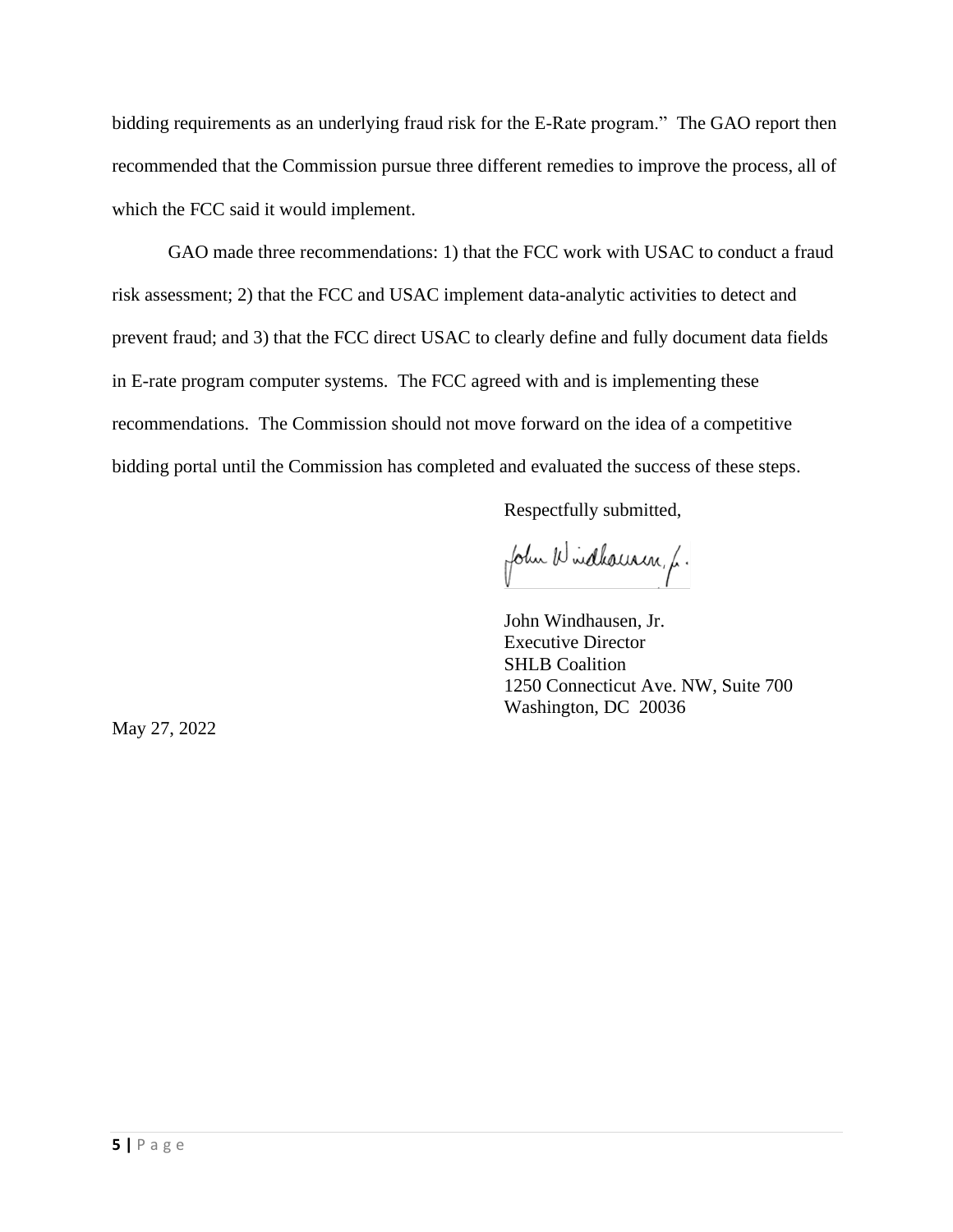bidding requirements as an underlying fraud risk for the E-Rate program." The GAO report then recommended that the Commission pursue three different remedies to improve the process, all of which the FCC said it would implement.

GAO made three recommendations: 1) that the FCC work with USAC to conduct a fraud risk assessment; 2) that the FCC and USAC implement data-analytic activities to detect and prevent fraud; and 3) that the FCC direct USAC to clearly define and fully document data fields in E-rate program computer systems. The FCC agreed with and is implementing these recommendations. The Commission should not move forward on the idea of a competitive bidding portal until the Commission has completed and evaluated the success of these steps.

Respectfully submitted,

John Windhausen, Jr.
Executive Director
SHLB Coalition
1250 Connecticut Ave. NW, Suite 700
Washington, DC 20036

May 27, 2022